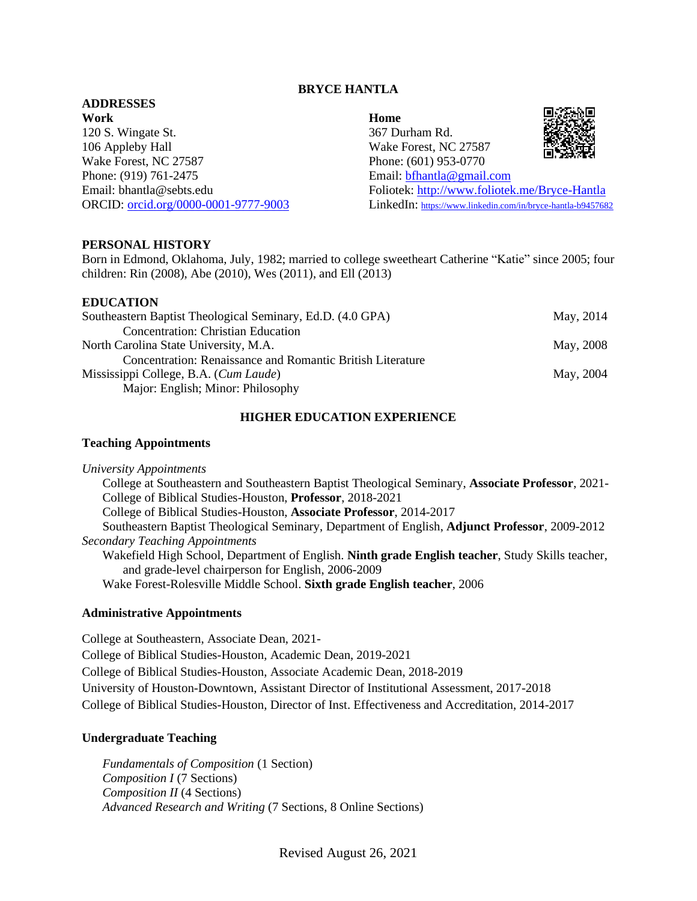# BRYCE HANTLA

## ADDRESSES

**Work**
120 S. Wingate St.
106 Appleby Hall
Wake Forest, NC 27587
Phone: (919) 761-2475
Email: bhantla@sebts.edu
ORCID: orcid.org/0000-0001-9777-9003

**Home**
367 Durham Rd.
Wake Forest, NC 27587
Phone: (601) 953-0770
Email: bfhantla@gmail.com
Foliotek: http://www.foliotek.me/Bryce-Hantla
LinkedIn: https://www.linkedin.com/in/bryce-hantla-b9457682

## PERSONAL HISTORY

Born in Edmond, Oklahoma, July, 1982; married to college sweetheart Catherine "Katie" since 2005; four children: Rin (2008), Abe (2010), Wes (2011), and Ell (2013)

## EDUCATION

Southeastern Baptist Theological Seminary, Ed.D. (4.0 GPA) — May, 2014
  Concentration: Christian Education
North Carolina State University, M.A. — May, 2008
  Concentration: Renaissance and Romantic British Literature
Mississippi College, B.A. (*Cum Laude*) — May, 2004
  Major: English; Minor: Philosophy

## HIGHER EDUCATION EXPERIENCE

### Teaching Appointments

*University Appointments*
- College at Southeastern and Southeastern Baptist Theological Seminary, **Associate Professor**, 2021-
- College of Biblical Studies-Houston, **Professor**, 2018-2021
- College of Biblical Studies-Houston, **Associate Professor**, 2014-2017
- Southeastern Baptist Theological Seminary, Department of English, **Adjunct Professor**, 2009-2012

*Secondary Teaching Appointments*
- Wakefield High School, Department of English. **Ninth grade English teacher**, Study Skills teacher, and grade-level chairperson for English, 2006-2009
- Wake Forest-Rolesville Middle School. **Sixth grade English teacher**, 2006

### Administrative Appointments

College at Southeastern, Associate Dean, 2021-
College of Biblical Studies-Houston, Academic Dean, 2019-2021
College of Biblical Studies-Houston, Associate Academic Dean, 2018-2019
University of Houston-Downtown, Assistant Director of Institutional Assessment, 2017-2018
College of Biblical Studies-Houston, Director of Inst. Effectiveness and Accreditation, 2014-2017

### Undergraduate Teaching

*Fundamentals of Composition* (1 Section)
*Composition I* (7 Sections)
*Composition II* (4 Sections)
*Advanced Research and Writing* (7 Sections, 8 Online Sections)

Revised August 26, 2021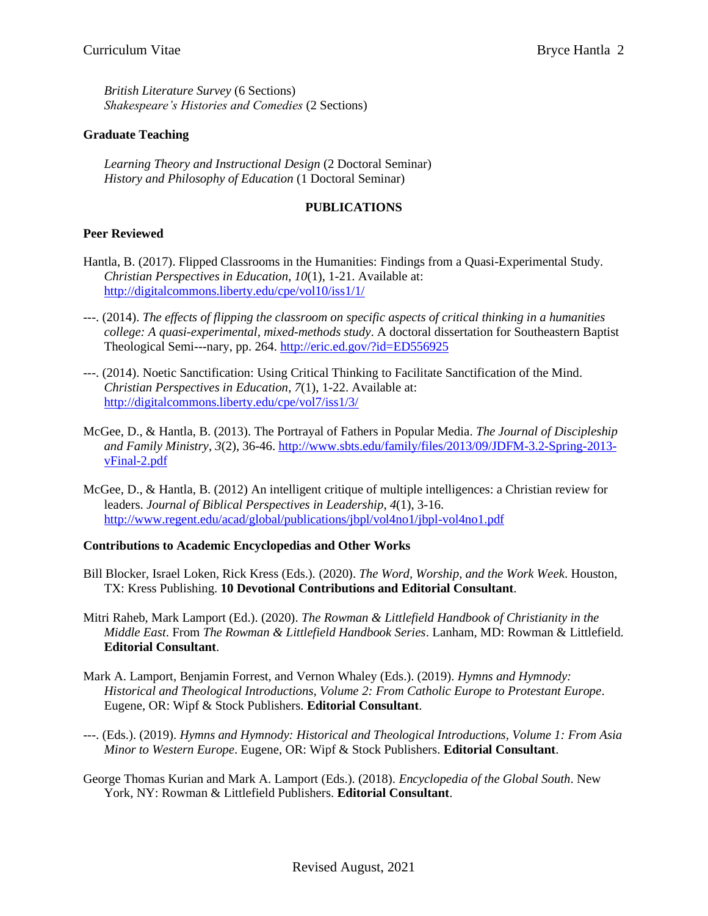*British Literature Survey* (6 Sections)
*Shakespeare's Histories and Comedies* (2 Sections)

**Graduate Teaching**

*Learning Theory and Instructional Design* (2 Doctoral Seminar)
*History and Philosophy of Education* (1 Doctoral Seminar)

## PUBLICATIONS

**Peer Reviewed**

Hantla, B. (2017). Flipped Classrooms in the Humanities: Findings from a Quasi-Experimental Study. *Christian Perspectives in Education*, *10*(1), 1-21. Available at: http://digitalcommons.liberty.edu/cpe/vol10/iss1/1/

---. (2014). *The effects of flipping the classroom on specific aspects of critical thinking in a humanities college: A quasi-experimental, mixed-methods study*. A doctoral dissertation for Southeastern Baptist Theological Semi---nary, pp. 264. http://eric.ed.gov/?id=ED556925

---. (2014). Noetic Sanctification: Using Critical Thinking to Facilitate Sanctification of the Mind. *Christian Perspectives in Education*, *7*(1), 1-22. Available at: http://digitalcommons.liberty.edu/cpe/vol7/iss1/3/

McGee, D., & Hantla, B. (2013). The Portrayal of Fathers in Popular Media. *The Journal of Discipleship and Family Ministry*, *3*(2), 36-46. http://www.sbts.edu/family/files/2013/09/JDFM-3.2-Spring-2013-vFinal-2.pdf

McGee, D., & Hantla, B. (2012) An intelligent critique of multiple intelligences: a Christian review for leaders. *Journal of Biblical Perspectives in Leadership*, *4*(1), 3-16. http://www.regent.edu/acad/global/publications/jbpl/vol4no1/jbpl-vol4no1.pdf

**Contributions to Academic Encyclopedias and Other Works**

Bill Blocker, Israel Loken, Rick Kress (Eds.). (2020). *The Word, Worship, and the Work Week*. Houston, TX: Kress Publishing. **10 Devotional Contributions and Editorial Consultant**.

Mitri Raheb, Mark Lamport (Ed.). (2020). *The Rowman & Littlefield Handbook of Christianity in the Middle East*. From *The Rowman & Littlefield Handbook Series*. Lanham, MD: Rowman & Littlefield. **Editorial Consultant**.

Mark A. Lamport, Benjamin Forrest, and Vernon Whaley (Eds.). (2019). *Hymns and Hymnody: Historical and Theological Introductions, Volume 2: From Catholic Europe to Protestant Europe*. Eugene, OR: Wipf & Stock Publishers. **Editorial Consultant**.

---. (Eds.). (2019). *Hymns and Hymnody: Historical and Theological Introductions, Volume 1: From Asia Minor to Western Europe*. Eugene, OR: Wipf & Stock Publishers. **Editorial Consultant**.

George Thomas Kurian and Mark A. Lamport (Eds.). (2018). *Encyclopedia of the Global South*. New York, NY: Rowman & Littlefield Publishers. **Editorial Consultant**.

Revised August, 2021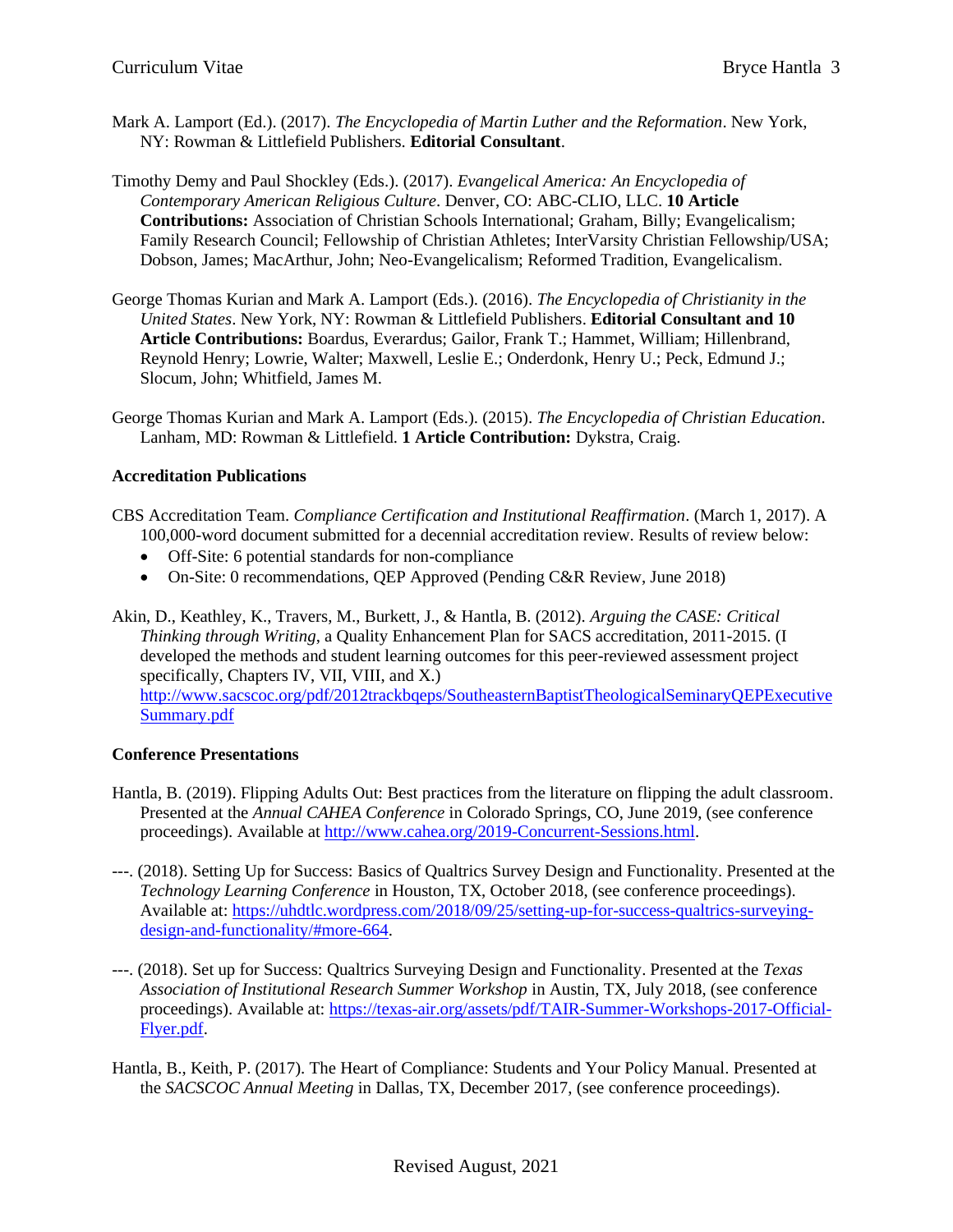Mark A. Lamport (Ed.). (2017). *The Encyclopedia of Martin Luther and the Reformation*. New York, NY: Rowman & Littlefield Publishers. **Editorial Consultant**.

Timothy Demy and Paul Shockley (Eds.). (2017). *Evangelical America: An Encyclopedia of Contemporary American Religious Culture*. Denver, CO: ABC-CLIO, LLC. **10 Article Contributions:** Association of Christian Schools International; Graham, Billy; Evangelicalism; Family Research Council; Fellowship of Christian Athletes; InterVarsity Christian Fellowship/USA; Dobson, James; MacArthur, John; Neo-Evangelicalism; Reformed Tradition, Evangelicalism.

George Thomas Kurian and Mark A. Lamport (Eds.). (2016). *The Encyclopedia of Christianity in the United States*. New York, NY: Rowman & Littlefield Publishers. **Editorial Consultant and 10 Article Contributions:** Boardus, Everardus; Gailor, Frank T.; Hammet, William; Hillenbrand, Reynold Henry; Lowrie, Walter; Maxwell, Leslie E.; Onderdonk, Henry U.; Peck, Edmund J.; Slocum, John; Whitfield, James M.

George Thomas Kurian and Mark A. Lamport (Eds.). (2015). *The Encyclopedia of Christian Education*. Lanham, MD: Rowman & Littlefield. **1 Article Contribution:** Dykstra, Craig.

**Accreditation Publications**

CBS Accreditation Team. *Compliance Certification and Institutional Reaffirmation*. (March 1, 2017). A 100,000-word document submitted for a decennial accreditation review. Results of review below:

- Off-Site: 6 potential standards for non-compliance
- On-Site: 0 recommendations, QEP Approved (Pending C&R Review, June 2018)

Akin, D., Keathley, K., Travers, M., Burkett, J., & Hantla, B. (2012). *Arguing the CASE: Critical Thinking through Writing*, a Quality Enhancement Plan for SACS accreditation, 2011-2015. (I developed the methods and student learning outcomes for this peer-reviewed assessment project specifically, Chapters IV, VII, VIII, and X.) http://www.sacscoc.org/pdf/2012trackbqeps/SoutheasternBaptistTheologicalSeminaryQEPExecutiveSummary.pdf

**Conference Presentations**

Hantla, B. (2019). Flipping Adults Out: Best practices from the literature on flipping the adult classroom. Presented at the *Annual CAHEA Conference* in Colorado Springs, CO, June 2019, (see conference proceedings). Available at http://www.cahea.org/2019-Concurrent-Sessions.html.

---. (2018). Setting Up for Success: Basics of Qualtrics Survey Design and Functionality. Presented at the *Technology Learning Conference* in Houston, TX, October 2018, (see conference proceedings). Available at: https://uhdtlc.wordpress.com/2018/09/25/setting-up-for-success-qualtrics-surveying-design-and-functionality/#more-664.

---. (2018). Set up for Success: Qualtrics Surveying Design and Functionality. Presented at the *Texas Association of Institutional Research Summer Workshop* in Austin, TX, July 2018, (see conference proceedings). Available at: https://texas-air.org/assets/pdf/TAIR-Summer-Workshops-2017-Official-Flyer.pdf.

Hantla, B., Keith, P. (2017). The Heart of Compliance: Students and Your Policy Manual. Presented at the *SACSCOC Annual Meeting* in Dallas, TX, December 2017, (see conference proceedings).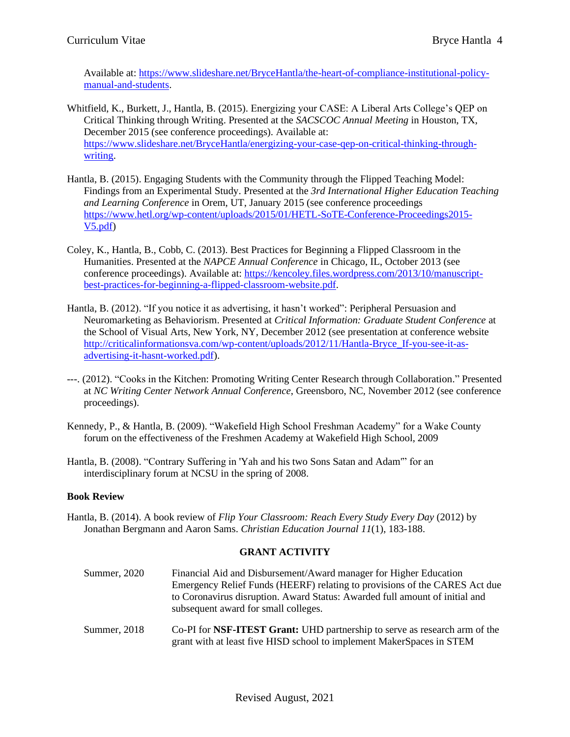Available at: https://www.slideshare.net/BryceHantla/the-heart-of-compliance-institutional-policy-manual-and-students.

Whitfield, K., Burkett, J., Hantla, B. (2015). Energizing your CASE: A Liberal Arts College's QEP on Critical Thinking through Writing. Presented at the *SACSCOC Annual Meeting* in Houston, TX, December 2015 (see conference proceedings). Available at: https://www.slideshare.net/BryceHantla/energizing-your-case-qep-on-critical-thinking-through-writing.

Hantla, B. (2015). Engaging Students with the Community through the Flipped Teaching Model: Findings from an Experimental Study. Presented at the *3rd International Higher Education Teaching and Learning Conference* in Orem, UT, January 2015 (see conference proceedings https://www.hetl.org/wp-content/uploads/2015/01/HETL-SoTE-Conference-Proceedings2015-V5.pdf)

Coley, K., Hantla, B., Cobb, C. (2013). Best Practices for Beginning a Flipped Classroom in the Humanities. Presented at the *NAPCE Annual Conference* in Chicago, IL, October 2013 (see conference proceedings). Available at: https://kencoley.files.wordpress.com/2013/10/manuscript-best-practices-for-beginning-a-flipped-classroom-website.pdf.

Hantla, B. (2012). "If you notice it as advertising, it hasn't worked": Peripheral Persuasion and Neuromarketing as Behaviorism. Presented at *Critical Information: Graduate Student Conference* at the School of Visual Arts, New York, NY, December 2012 (see presentation at conference website http://criticalinformationsva.com/wp-content/uploads/2012/11/Hantla-Bryce_If-you-see-it-as-advertising-it-hasnt-worked.pdf).

---. (2012). "Cooks in the Kitchen: Promoting Writing Center Research through Collaboration." Presented at *NC Writing Center Network Annual Conference*, Greensboro, NC, November 2012 (see conference proceedings).

Kennedy, P., & Hantla, B. (2009). "Wakefield High School Freshman Academy" for a Wake County forum on the effectiveness of the Freshmen Academy at Wakefield High School, 2009

Hantla, B. (2008). "Contrary Suffering in 'Yah and his two Sons Satan and Adam'" for an interdisciplinary forum at NCSU in the spring of 2008.

**Book Review**

Hantla, B. (2014). A book review of *Flip Your Classroom: Reach Every Study Every Day* (2012) by Jonathan Bergmann and Aaron Sams. *Christian Education Journal 11*(1), 183-188.

## GRANT ACTIVITY

Summer, 2020 — Financial Aid and Disbursement/Award manager for Higher Education Emergency Relief Funds (HEERF) relating to provisions of the CARES Act due to Coronavirus disruption. Award Status: Awarded full amount of initial and subsequent award for small colleges.

Summer, 2018 — Co-PI for **NSF-ITEST Grant:** UHD partnership to serve as research arm of the grant with at least five HISD school to implement MakerSpaces in STEM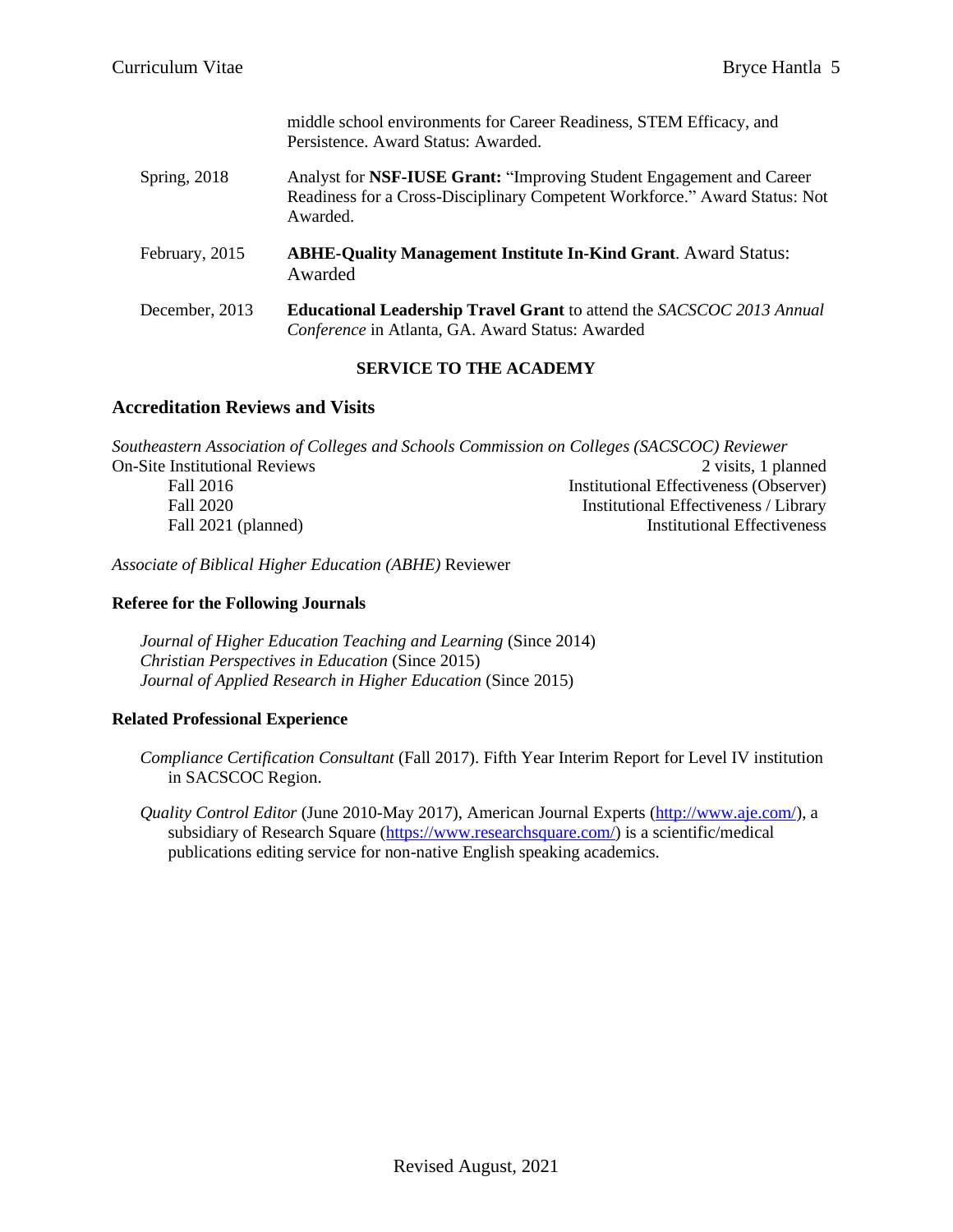middle school environments for Career Readiness, STEM Efficacy, and Persistence. Award Status: Awarded.

| | |
|---|---|
| Spring, 2018 | Analyst for **NSF-IUSE Grant:** "Improving Student Engagement and Career Readiness for a Cross-Disciplinary Competent Workforce." Award Status: Not Awarded. |
| February, 2015 | **ABHE-Quality Management Institute In-Kind Grant**. Award Status: Awarded |
| December, 2013 | **Educational Leadership Travel Grant** to attend the *SACSCOC 2013 Annual Conference* in Atlanta, GA. Award Status: Awarded |

## SERVICE TO THE ACADEMY

### Accreditation Reviews and Visits

*Southeastern Association of Colleges and Schools Commission on Colleges (SACSCOC) Reviewer*

| | |
|---|---|
| On-Site Institutional Reviews | 2 visits, 1 planned |
| Fall 2016 | Institutional Effectiveness (Observer) |
| Fall 2020 | Institutional Effectiveness / Library |
| Fall 2021 (planned) | Institutional Effectiveness |

*Associate of Biblical Higher Education (ABHE)* Reviewer

### Referee for the Following Journals

*Journal of Higher Education Teaching and Learning* (Since 2014)
*Christian Perspectives in Education* (Since 2015)
*Journal of Applied Research in Higher Education* (Since 2015)

### Related Professional Experience

*Compliance Certification Consultant* (Fall 2017). Fifth Year Interim Report for Level IV institution in SACSCOC Region.

*Quality Control Editor* (June 2010-May 2017), American Journal Experts (http://www.aje.com/), a subsidiary of Research Square (https://www.researchsquare.com/) is a scientific/medical publications editing service for non-native English speaking academics.

Revised August, 2021